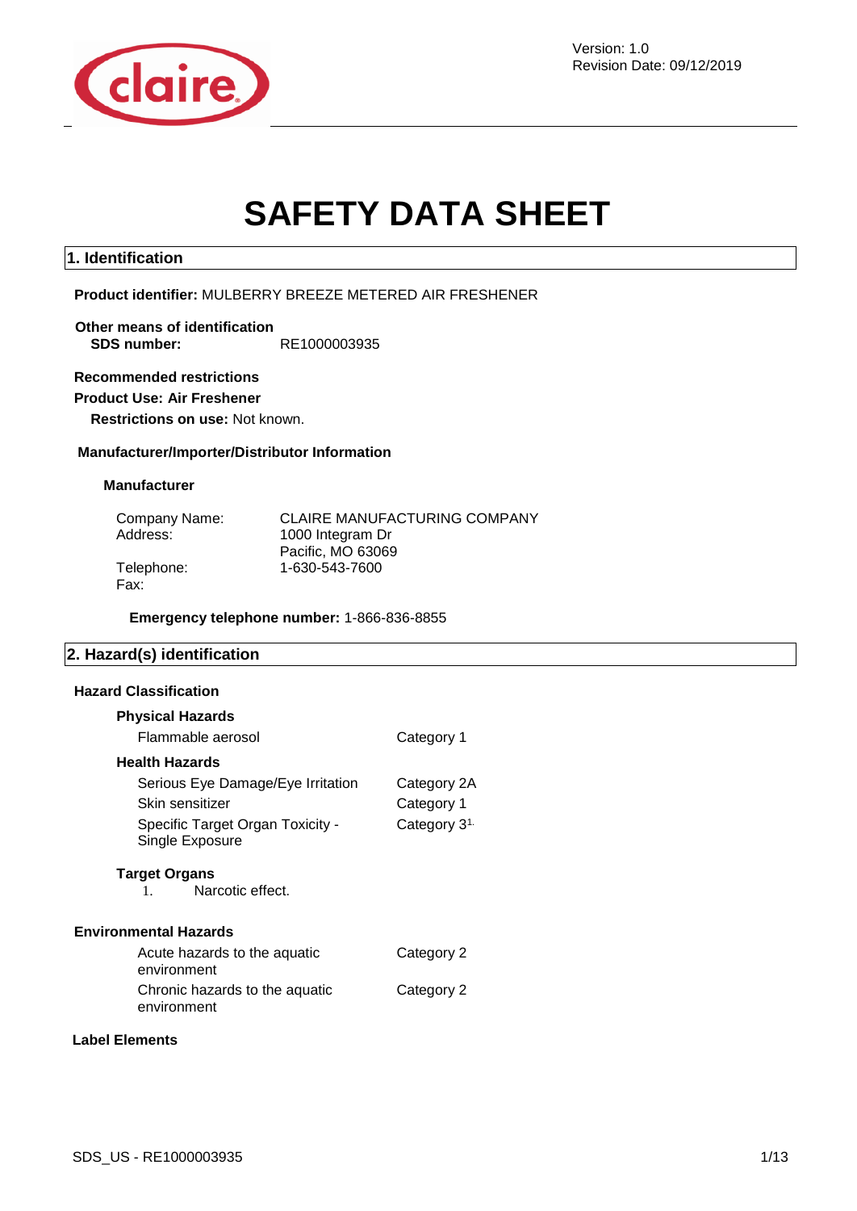Version: 1.0
Revision Date: 09/12/2019

# SAFETY DATA SHEET

## 1. Identification

**Product identifier:** MULBERRY BREEZE METERED AIR FRESHENER

**Other means of identification**
**SDS number:** RE1000003935

**Recommended restrictions**
**Product Use: Air Freshener**
**Restrictions on use:** Not known.

**Manufacturer/Importer/Distributor Information**

**Manufacturer**

| | |
|---|---|
| Company Name: | CLAIRE MANUFACTURING COMPANY |
| Address: | 1000 Integram Dr<br>Pacific, MO 63069 |
| Telephone: | 1-630-543-7600 |
| Fax: | |

**Emergency telephone number:** 1-866-836-8855

## 2. Hazard(s) identification

**Hazard Classification**

**Physical Hazards**

| | |
|---|---|
| Flammable aerosol | Category 1 |

**Health Hazards**

| | |
|---|---|
| Serious Eye Damage/Eye Irritation | Category 2A |
| Skin sensitizer | Category 1 |
| Specific Target Organ Toxicity - Single Exposure | Category 3[1.] |

**Target Organs**

1. Narcotic effect.

**Environmental Hazards**

| | |
|---|---|
| Acute hazards to the aquatic environment | Category 2 |
| Chronic hazards to the aquatic environment | Category 2 |

**Label Elements**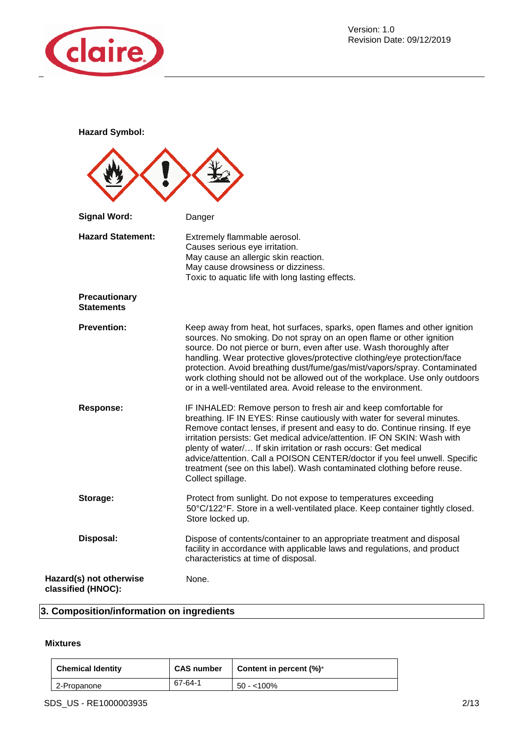**Hazard Symbol:**

**Signal Word:** Danger

**Hazard Statement:**
Extremely flammable aerosol.
Causes serious eye irritation.
May cause an allergic skin reaction.
May cause drowsiness or dizziness.
Toxic to aquatic life with long lasting effects.

**Precautionary Statements**

**Prevention:** Keep away from heat, hot surfaces, sparks, open flames and other ignition sources. No smoking. Do not spray on an open flame or other ignition source. Do not pierce or burn, even after use. Wash thoroughly after handling. Wear protective gloves/protective clothing/eye protection/face protection. Avoid breathing dust/fume/gas/mist/vapors/spray. Contaminated work clothing should not be allowed out of the workplace. Use only outdoors or in a well-ventilated area. Avoid release to the environment.

**Response:** IF INHALED: Remove person to fresh air and keep comfortable for breathing. IF IN EYES: Rinse cautiously with water for several minutes. Remove contact lenses, if present and easy to do. Continue rinsing. If eye irritation persists: Get medical advice/attention. IF ON SKIN: Wash with plenty of water/… If skin irritation or rash occurs: Get medical advice/attention. Call a POISON CENTER/doctor if you feel unwell. Specific treatment (see on this label). Wash contaminated clothing before reuse. Collect spillage.

**Storage:** Protect from sunlight. Do not expose to temperatures exceeding 50°C/122°F. Store in a well-ventilated place. Keep container tightly closed. Store locked up.

**Disposal:** Dispose of contents/container to an appropriate treatment and disposal facility in accordance with applicable laws and regulations, and product characteristics at time of disposal.

**Hazard(s) not otherwise classified (HNOC):** None.

## 3. Composition/information on ingredients

**Mixtures**

| Chemical Identity | CAS number | Content in percent (%)* |
|---|---|---|
| 2-Propanone | 67-64-1 | 50 - <100% |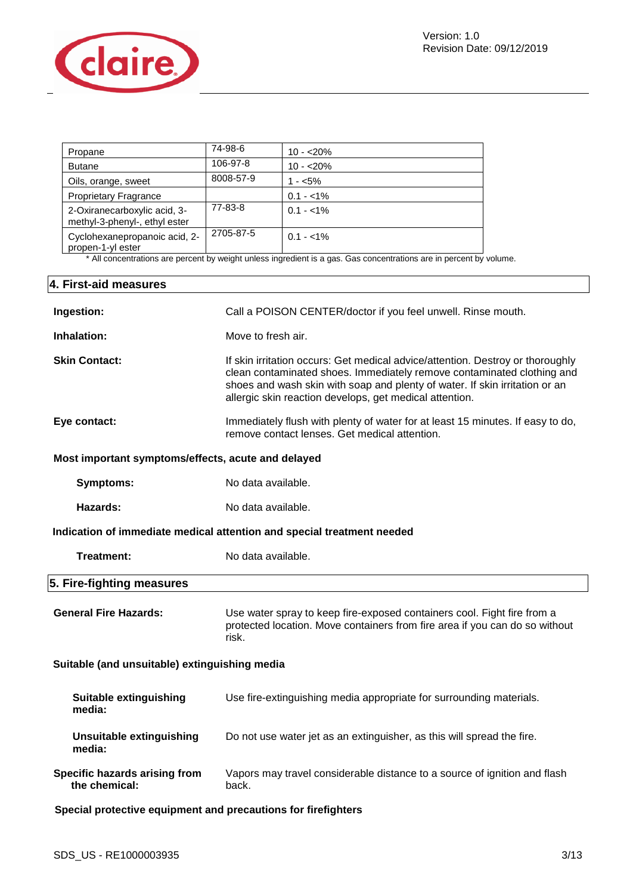| Propane | 74-98-6 | 10 - <20% |
|---|---|---|
| Butane | 106-97-8 | 10 - <20% |
| Oils, orange, sweet | 8008-57-9 | 1 - <5% |
| Proprietary Fragrance | | 0.1 - <1% |
| 2-Oxiranecarboxylic acid, 3-methyl-3-phenyl-, ethyl ester | 77-83-8 | 0.1 - <1% |
| Cyclohexanepropanoic acid, 2-propen-1-yl ester | 2705-87-5 | 0.1 - <1% |

* All concentrations are percent by weight unless ingredient is a gas. Gas concentrations are in percent by volume.

## 4. First-aid measures

**Ingestion:** Call a POISON CENTER/doctor if you feel unwell. Rinse mouth.

**Inhalation:** Move to fresh air.

**Skin Contact:** If skin irritation occurs: Get medical advice/attention. Destroy or thoroughly clean contaminated shoes. Immediately remove contaminated clothing and shoes and wash skin with soap and plenty of water. If skin irritation or an allergic skin reaction develops, get medical attention.

**Eye contact:** Immediately flush with plenty of water for at least 15 minutes. If easy to do, remove contact lenses. Get medical attention.

**Most important symptoms/effects, acute and delayed**

**Symptoms:** No data available.

**Hazards:** No data available.

**Indication of immediate medical attention and special treatment needed**

**Treatment:** No data available.

## 5. Fire-fighting measures

**General Fire Hazards:** Use water spray to keep fire-exposed containers cool. Fight fire from a protected location. Move containers from fire area if you can do so without risk.

**Suitable (and unsuitable) extinguishing media**

**Suitable extinguishing media:** Use fire-extinguishing media appropriate for surrounding materials.

**Unsuitable extinguishing media:** Do not use water jet as an extinguisher, as this will spread the fire.

**Specific hazards arising from the chemical:** Vapors may travel considerable distance to a source of ignition and flash back.

**Special protective equipment and precautions for firefighters**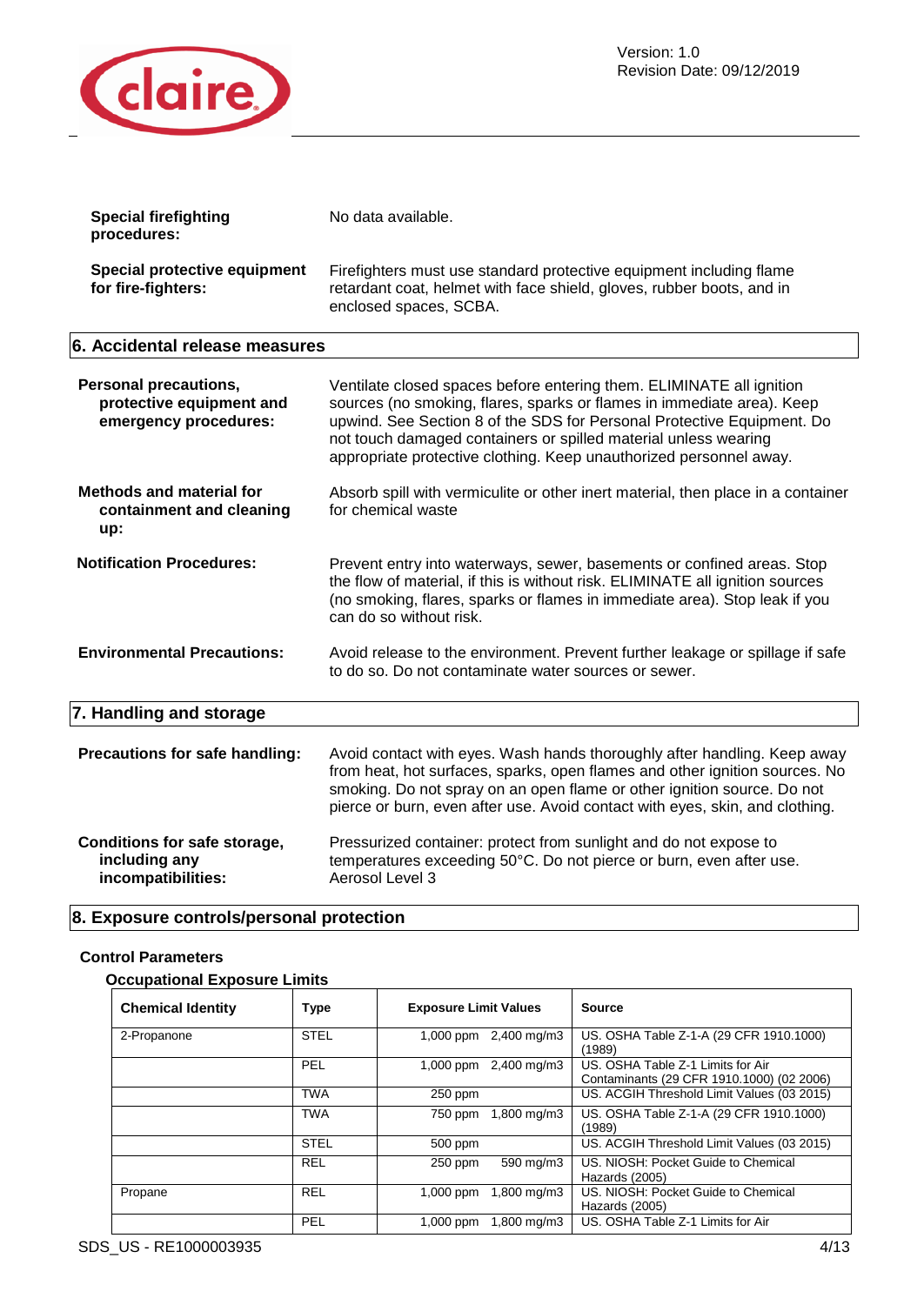| | |
|---|---|
| **Special firefighting procedures:** | No data available. |
| **Special protective equipment for fire-fighters:** | Firefighters must use standard protective equipment including flame retardant coat, helmet with face shield, gloves, rubber boots, and in enclosed spaces, SCBA. |

## 6. Accidental release measures

| | |
|---|---|
| **Personal precautions, protective equipment and emergency procedures:** | Ventilate closed spaces before entering them. ELIMINATE all ignition sources (no smoking, flares, sparks or flames in immediate area). Keep upwind. See Section 8 of the SDS for Personal Protective Equipment. Do not touch damaged containers or spilled material unless wearing appropriate protective clothing. Keep unauthorized personnel away. |
| **Methods and material for containment and cleaning up:** | Absorb spill with vermiculite or other inert material, then place in a container for chemical waste |
| **Notification Procedures:** | Prevent entry into waterways, sewer, basements or confined areas. Stop the flow of material, if this is without risk. ELIMINATE all ignition sources (no smoking, flares, sparks or flames in immediate area). Stop leak if you can do so without risk. |
| **Environmental Precautions:** | Avoid release to the environment. Prevent further leakage or spillage if safe to do so. Do not contaminate water sources or sewer. |

## 7. Handling and storage

| | |
|---|---|
| **Precautions for safe handling:** | Avoid contact with eyes. Wash hands thoroughly after handling. Keep away from heat, hot surfaces, sparks, open flames and other ignition sources. No smoking. Do not spray on an open flame or other ignition source. Do not pierce or burn, even after use. Avoid contact with eyes, skin, and clothing. |
| **Conditions for safe storage, including any incompatibilities:** | Pressurized container: protect from sunlight and do not expose to temperatures exceeding 50°C. Do not pierce or burn, even after use. Aerosol Level 3 |

## 8. Exposure controls/personal protection

### Control Parameters

#### Occupational Exposure Limits

| Chemical Identity | Type | Exposure Limit Values | | Source |
|---|---|---|---|---|
| 2-Propanone | STEL | 1,000 ppm | 2,400 mg/m3 | US. OSHA Table Z-1-A (29 CFR 1910.1000) (1989) |
| | PEL | 1,000 ppm | 2,400 mg/m3 | US. OSHA Table Z-1 Limits for Air Contaminants (29 CFR 1910.1000) (02 2006) |
| | TWA | 250 ppm | | US. ACGIH Threshold Limit Values (03 2015) |
| | TWA | 750 ppm | 1,800 mg/m3 | US. OSHA Table Z-1-A (29 CFR 1910.1000) (1989) |
| | STEL | 500 ppm | | US. ACGIH Threshold Limit Values (03 2015) |
| | REL | 250 ppm | 590 mg/m3 | US. NIOSH: Pocket Guide to Chemical Hazards (2005) |
| Propane | REL | 1,000 ppm | 1,800 mg/m3 | US. NIOSH: Pocket Guide to Chemical Hazards (2005) |
| | PEL | 1,000 ppm | 1,800 mg/m3 | US. OSHA Table Z-1 Limits for Air |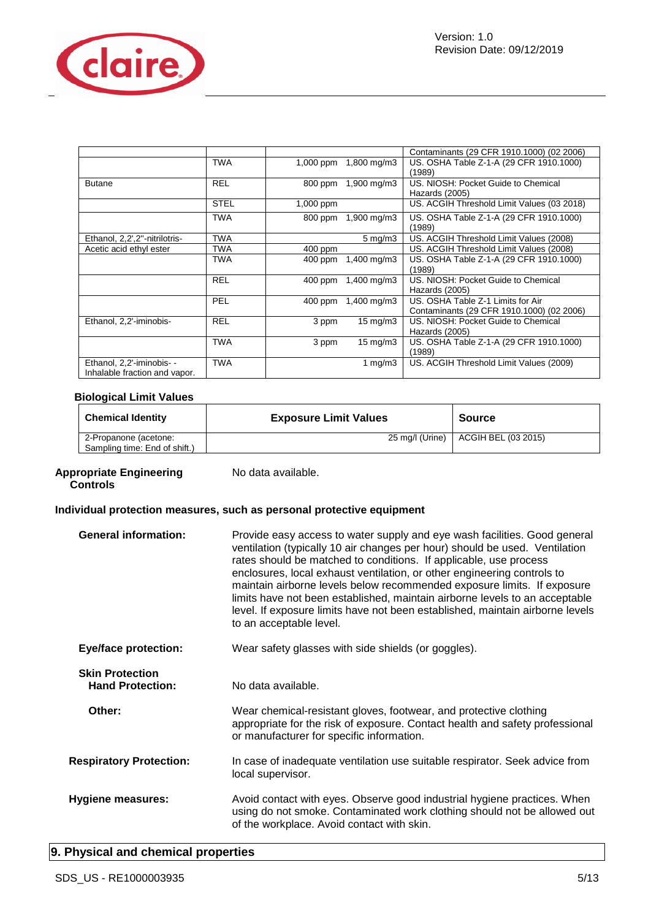| | | | | |
|---|---|---|---|---|
| | | | | Contaminants (29 CFR 1910.1000) (02 2006) |
| | TWA | 1,000 ppm | 1,800 mg/m3 | US. OSHA Table Z-1-A (29 CFR 1910.1000) (1989) |
| Butane | REL | 800 ppm | 1,900 mg/m3 | US. NIOSH: Pocket Guide to Chemical Hazards (2005) |
| | STEL | 1,000 ppm | | US. ACGIH Threshold Limit Values (03 2018) |
| | TWA | 800 ppm | 1,900 mg/m3 | US. OSHA Table Z-1-A (29 CFR 1910.1000) (1989) |
| Ethanol, 2,2',2''-nitrilotris- | TWA | | 5 mg/m3 | US. ACGIH Threshold Limit Values (2008) |
| Acetic acid ethyl ester | TWA | 400 ppm | | US. ACGIH Threshold Limit Values (2008) |
| | TWA | 400 ppm | 1,400 mg/m3 | US. OSHA Table Z-1-A (29 CFR 1910.1000) (1989) |
| | REL | 400 ppm | 1,400 mg/m3 | US. NIOSH: Pocket Guide to Chemical Hazards (2005) |
| | PEL | 400 ppm | 1,400 mg/m3 | US. OSHA Table Z-1 Limits for Air Contaminants (29 CFR 1910.1000) (02 2006) |
| Ethanol, 2,2'-iminobis- | REL | 3 ppm | 15 mg/m3 | US. NIOSH: Pocket Guide to Chemical Hazards (2005) |
| | TWA | 3 ppm | 15 mg/m3 | US. OSHA Table Z-1-A (29 CFR 1910.1000) (1989) |
| Ethanol, 2,2'-iminobis- - Inhalable fraction and vapor. | TWA | | 1 mg/m3 | US. ACGIH Threshold Limit Values (2009) |

### Biological Limit Values

| Chemical Identity | Exposure Limit Values | Source |
|---|---|---|
| 2-Propanone (acetone: Sampling time: End of shift.) | 25 mg/l (Urine) | ACGIH BEL (03 2015) |

**Appropriate Engineering Controls**
No data available.

### Individual protection measures, such as personal protective equipment

**General information:** Provide easy access to water supply and eye wash facilities. Good general ventilation (typically 10 air changes per hour) should be used. Ventilation rates should be matched to conditions. If applicable, use process enclosures, local exhaust ventilation, or other engineering controls to maintain airborne levels below recommended exposure limits. If exposure limits have not been established, maintain airborne levels to an acceptable level. If exposure limits have not been established, maintain airborne levels to an acceptable level.

**Eye/face protection:** Wear safety glasses with side shields (or goggles).

**Skin Protection**

**Hand Protection:** No data available.

**Other:** Wear chemical-resistant gloves, footwear, and protective clothing appropriate for the risk of exposure. Contact health and safety professional or manufacturer for specific information.

**Respiratory Protection:** In case of inadequate ventilation use suitable respirator. Seek advice from local supervisor.

**Hygiene measures:** Avoid contact with eyes. Observe good industrial hygiene practices. When using do not smoke. Contaminated work clothing should not be allowed out of the workplace. Avoid contact with skin.

## 9. Physical and chemical properties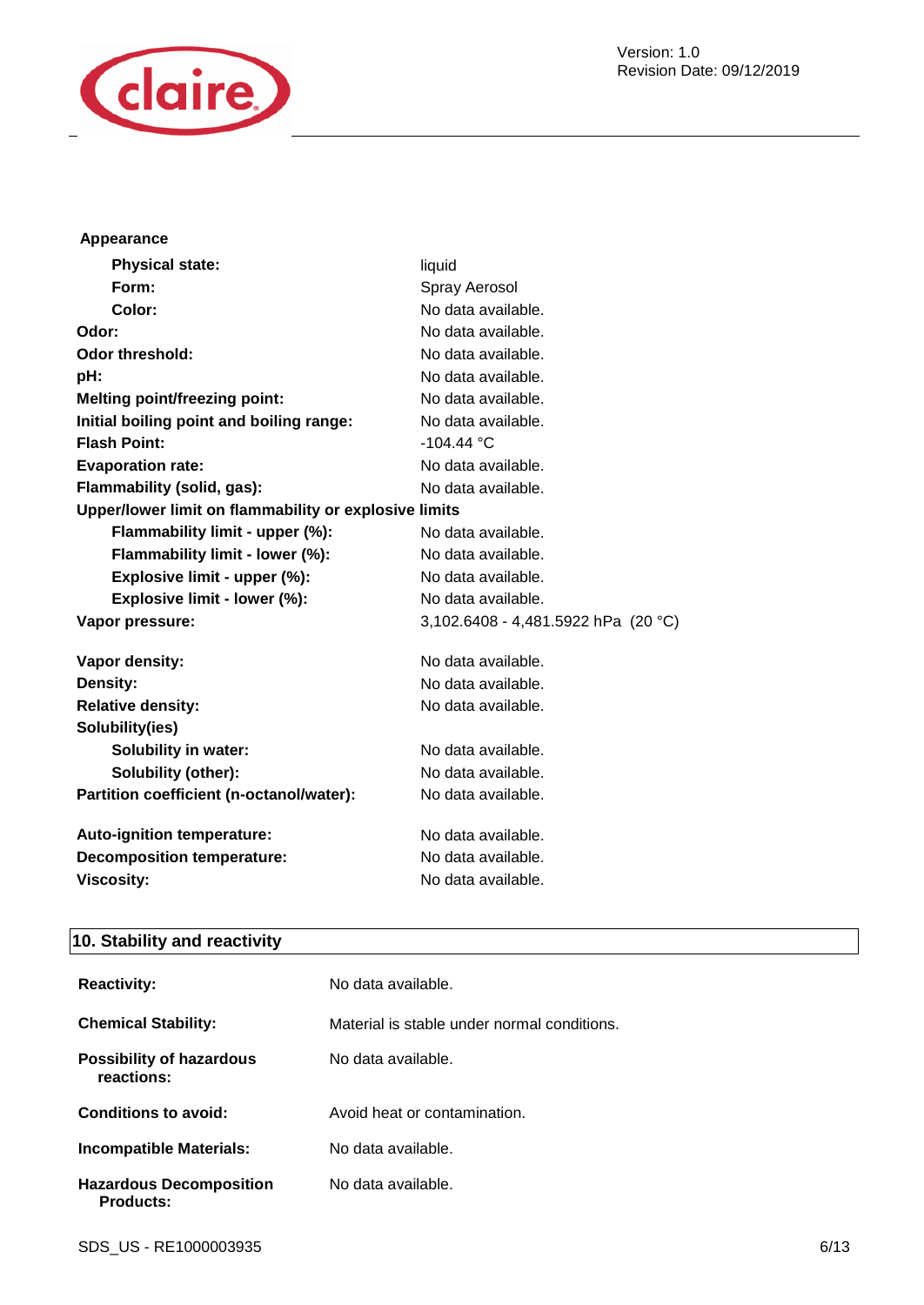**Appearance**

| | |
|---|---|
| **Physical state:** | liquid |
| **Form:** | Spray Aerosol |
| **Color:** | No data available. |
| **Odor:** | No data available. |
| **Odor threshold:** | No data available. |
| **pH:** | No data available. |
| **Melting point/freezing point:** | No data available. |
| **Initial boiling point and boiling range:** | No data available. |
| **Flash Point:** | -104.44 °C |
| **Evaporation rate:** | No data available. |
| **Flammability (solid, gas):** | No data available. |
| **Upper/lower limit on flammability or explosive limits** | |
| **Flammability limit - upper (%):** | No data available. |
| **Flammability limit - lower (%):** | No data available. |
| **Explosive limit - upper (%):** | No data available. |
| **Explosive limit - lower (%):** | No data available. |
| **Vapor pressure:** | 3,102.6408 - 4,481.5922 hPa (20 °C) |
| **Vapor density:** | No data available. |
| **Density:** | No data available. |
| **Relative density:** | No data available. |
| **Solubility(ies)** | |
| **Solubility in water:** | No data available. |
| **Solubility (other):** | No data available. |
| **Partition coefficient (n-octanol/water):** | No data available. |
| **Auto-ignition temperature:** | No data available. |
| **Decomposition temperature:** | No data available. |
| **Viscosity:** | No data available. |

## 10. Stability and reactivity

| | |
|---|---|
| **Reactivity:** | No data available. |
| **Chemical Stability:** | Material is stable under normal conditions. |
| **Possibility of hazardous reactions:** | No data available. |
| **Conditions to avoid:** | Avoid heat or contamination. |
| **Incompatible Materials:** | No data available. |
| **Hazardous Decomposition Products:** | No data available. |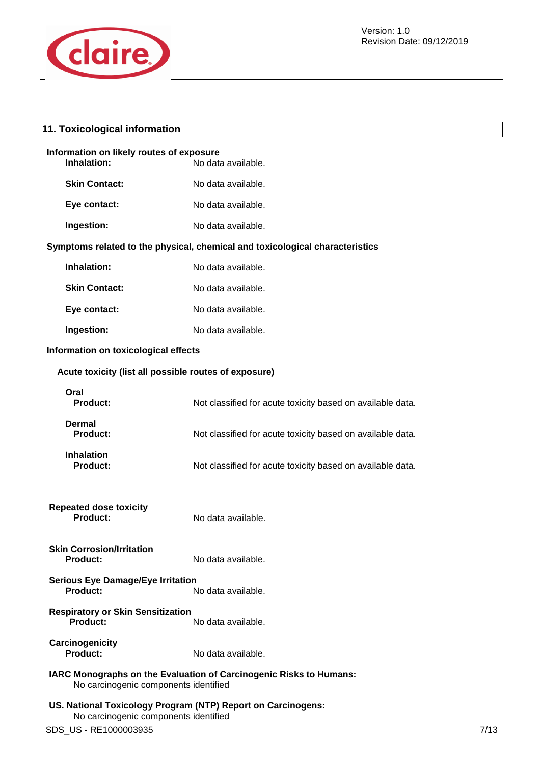## 11. Toxicological information

**Information on likely routes of exposure**

**Inhalation:** No data available.

**Skin Contact:** No data available.

**Eye contact:** No data available.

**Ingestion:** No data available.

**Symptoms related to the physical, chemical and toxicological characteristics**

**Inhalation:** No data available.

**Skin Contact:** No data available.

**Eye contact:** No data available.

**Ingestion:** No data available.

**Information on toxicological effects**

**Acute toxicity (list all possible routes of exposure)**

**Oral**
**Product:** Not classified for acute toxicity based on available data.

**Dermal**
**Product:** Not classified for acute toxicity based on available data.

**Inhalation**
**Product:** Not classified for acute toxicity based on available data.

**Repeated dose toxicity**
**Product:** No data available.

**Skin Corrosion/Irritation**
**Product:** No data available.

**Serious Eye Damage/Eye Irritation**
**Product:** No data available.

**Respiratory or Skin Sensitization**
**Product:** No data available.

**Carcinogenicity**
**Product:** No data available.

**IARC Monographs on the Evaluation of Carcinogenic Risks to Humans:**
No carcinogenic components identified

**US. National Toxicology Program (NTP) Report on Carcinogens:**
No carcinogenic components identified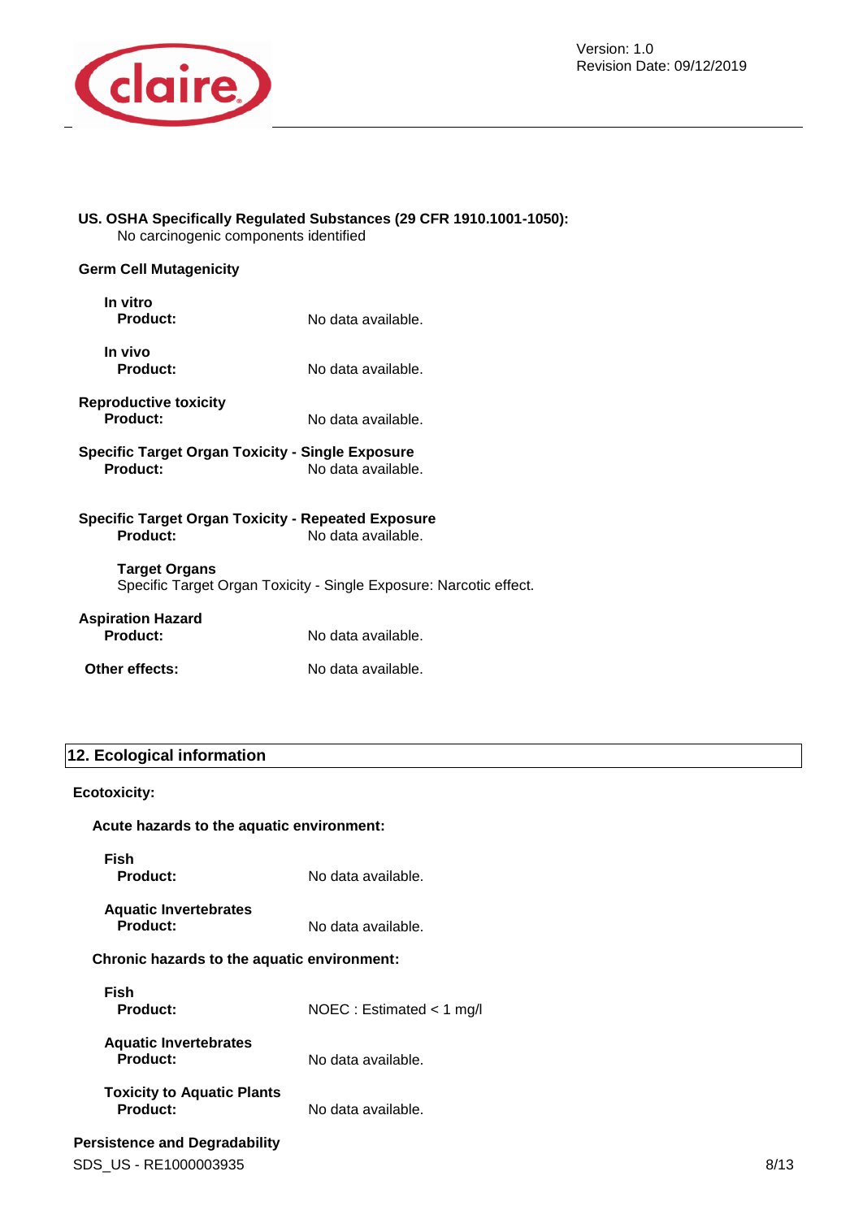**US. OSHA Specifically Regulated Substances (29 CFR 1910.1001-1050):**
No carcinogenic components identified

**Germ Cell Mutagenicity**

**In vitro**
**Product:** No data available.

**In vivo**
**Product:** No data available.

**Reproductive toxicity**
**Product:** No data available.

**Specific Target Organ Toxicity - Single Exposure**
**Product:** No data available.

**Specific Target Organ Toxicity - Repeated Exposure**
**Product:** No data available.

**Target Organs**
Specific Target Organ Toxicity - Single Exposure: Narcotic effect.

**Aspiration Hazard**
**Product:** No data available.

**Other effects:** No data available.

## 12. Ecological information

**Ecotoxicity:**

**Acute hazards to the aquatic environment:**

**Fish**
**Product:** No data available.

**Aquatic Invertebrates**
**Product:** No data available.

**Chronic hazards to the aquatic environment:**

**Fish**
**Product:** NOEC : Estimated < 1 mg/l

**Aquatic Invertebrates**
**Product:** No data available.

**Toxicity to Aquatic Plants**
**Product:** No data available.

**Persistence and Degradability**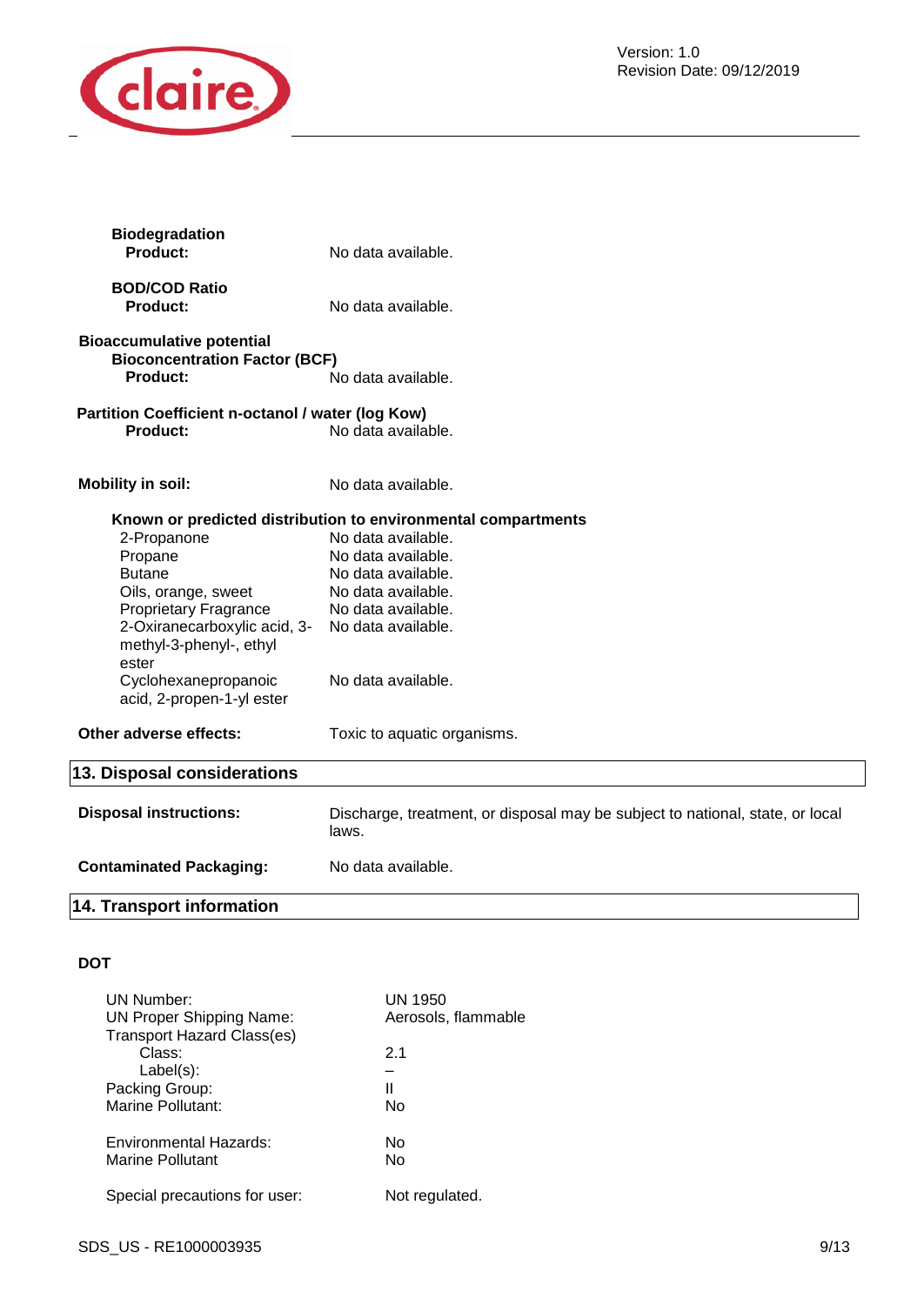**Biodegradation**

**Product:** No data available.

**BOD/COD Ratio**

**Product:** No data available.

**Bioaccumulative potential**

**Bioconcentration Factor (BCF)**

**Product:** No data available.

**Partition Coefficient n-octanol / water (log Kow)**

**Product:** No data available.

**Mobility in soil:** No data available.

**Known or predicted distribution to environmental compartments**

| | |
|---|---|
| 2-Propanone | No data available. |
| Propane | No data available. |
| Butane | No data available. |
| Oils, orange, sweet | No data available. |
| Proprietary Fragrance | No data available. |
| 2-Oxiranecarboxylic acid, 3-methyl-3-phenyl-, ethyl ester | No data available. |
| Cyclohexanepropanoic acid, 2-propen-1-yl ester | No data available. |

**Other adverse effects:** Toxic to aquatic organisms.

## 13. Disposal considerations

**Disposal instructions:** Discharge, treatment, or disposal may be subject to national, state, or local laws.

**Contaminated Packaging:** No data available.

## 14. Transport information

**DOT**

| | |
|---|---|
| UN Number: | UN 1950 |
| UN Proper Shipping Name: | Aerosols, flammable |
| Transport Hazard Class(es) | |
| Class: | 2.1 |
| Label(s): | – |
| Packing Group: | II |
| Marine Pollutant: | No |
| Environmental Hazards: | No |
| Marine Pollutant | No |
| Special precautions for user: | Not regulated. |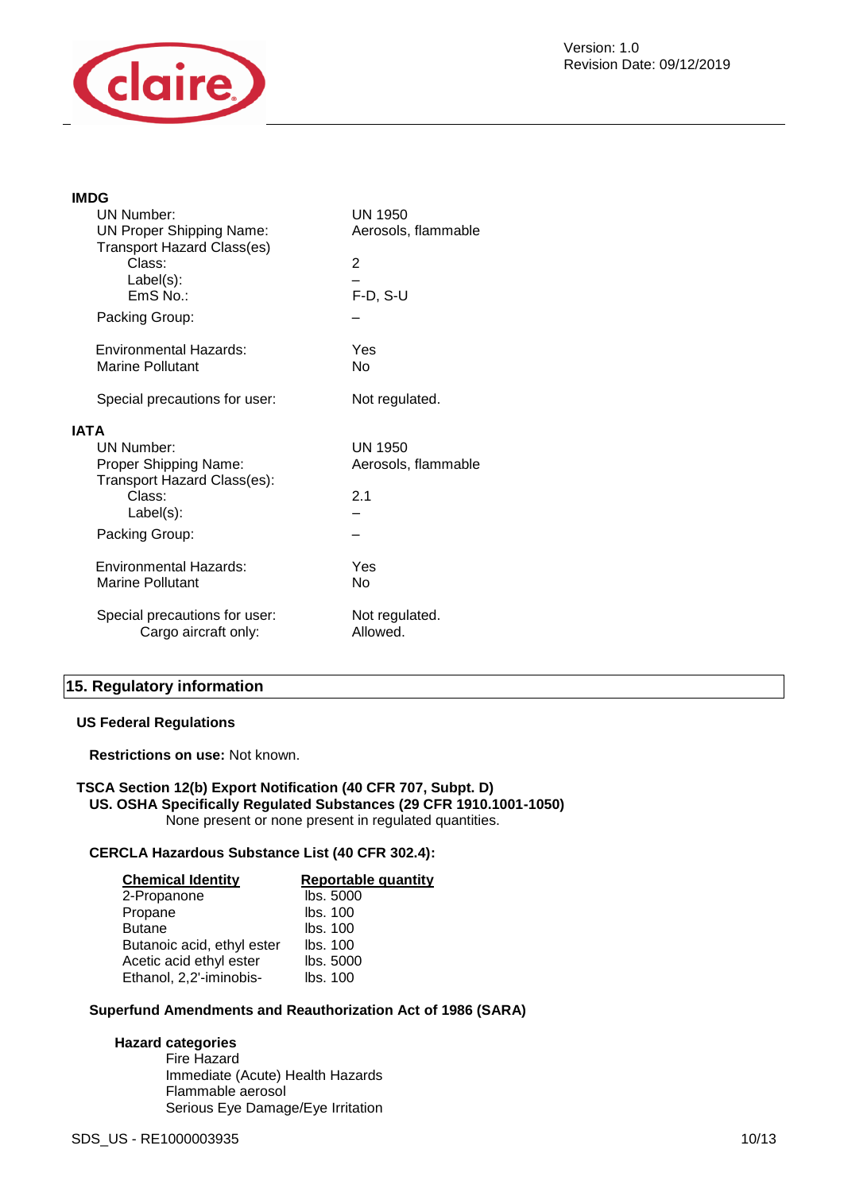**IMDG**

| | |
|---|---|
| UN Number: | UN 1950 |
| UN Proper Shipping Name: | Aerosols, flammable |
| Transport Hazard Class(es) | |
| Class: | 2 |
| Label(s): | – |
| EmS No.: | F-D, S-U |
| Packing Group: | – |
| Environmental Hazards: | Yes |
| Marine Pollutant | No |
| Special precautions for user: | Not regulated. |

**IATA**

| | |
|---|---|
| UN Number: | UN 1950 |
| Proper Shipping Name: | Aerosols, flammable |
| Transport Hazard Class(es): | |
| Class: | 2.1 |
| Label(s): | – |
| Packing Group: | – |
| Environmental Hazards: | Yes |
| Marine Pollutant | No |
| Special precautions for user: | Not regulated. |
| Cargo aircraft only: | Allowed. |

## 15. Regulatory information

### US Federal Regulations

**Restrictions on use:** Not known.

**TSCA Section 12(b) Export Notification (40 CFR 707, Subpt. D)**

**US. OSHA Specifically Regulated Substances (29 CFR 1910.1001-1050)**

None present or none present in regulated quantities.

**CERCLA Hazardous Substance List (40 CFR 302.4):**

| Chemical Identity | Reportable quantity |
|---|---|
| 2-Propanone | lbs. 5000 |
| Propane | lbs. 100 |
| Butane | lbs. 100 |
| Butanoic acid, ethyl ester | lbs. 100 |
| Acetic acid ethyl ester | lbs. 5000 |
| Ethanol, 2,2'-iminobis- | lbs. 100 |

**Superfund Amendments and Reauthorization Act of 1986 (SARA)**

**Hazard categories**

Fire Hazard
Immediate (Acute) Health Hazards
Flammable aerosol
Serious Eye Damage/Eye Irritation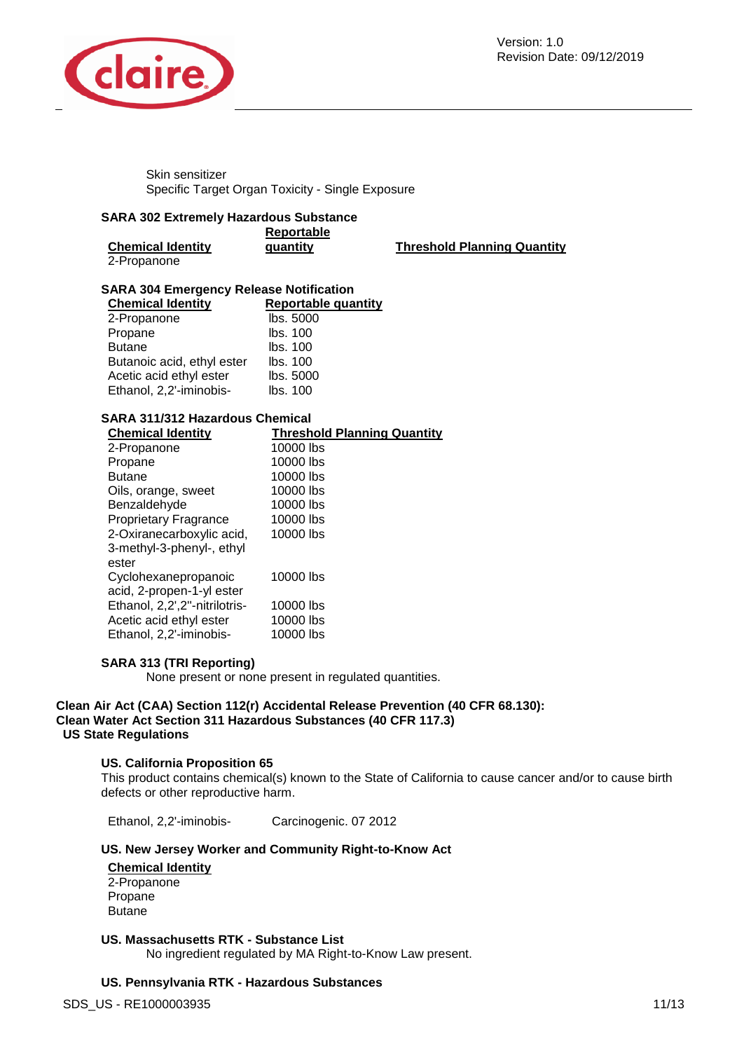Skin sensitizer
Specific Target Organ Toxicity - Single Exposure

**SARA 302 Extremely Hazardous Substance**

| Chemical Identity | Reportable quantity | Threshold Planning Quantity |
|---|---|---|
| 2-Propanone | | |

**SARA 304 Emergency Release Notification**

| Chemical Identity | Reportable quantity |
|---|---|
| 2-Propanone | lbs. 5000 |
| Propane | lbs. 100 |
| Butane | lbs. 100 |
| Butanoic acid, ethyl ester | lbs. 100 |
| Acetic acid ethyl ester | lbs. 5000 |
| Ethanol, 2,2'-iminobis- | lbs. 100 |

**SARA 311/312 Hazardous Chemical**

| Chemical Identity | Threshold Planning Quantity |
|---|---|
| 2-Propanone | 10000 lbs |
| Propane | 10000 lbs |
| Butane | 10000 lbs |
| Oils, orange, sweet | 10000 lbs |
| Benzaldehyde | 10000 lbs |
| Proprietary Fragrance | 10000 lbs |
| 2-Oxiranecarboxylic acid, 3-methyl-3-phenyl-, ethyl ester | 10000 lbs |
| Cyclohexanepropanoic acid, 2-propen-1-yl ester | 10000 lbs |
| Ethanol, 2,2',2''-nitrilotris- | 10000 lbs |
| Acetic acid ethyl ester | 10000 lbs |
| Ethanol, 2,2'-iminobis- | 10000 lbs |

**SARA 313 (TRI Reporting)**

None present or none present in regulated quantities.

**Clean Air Act (CAA) Section 112(r) Accidental Release Prevention (40 CFR 68.130):**
**Clean Water Act Section 311 Hazardous Substances (40 CFR 117.3)**
**US State Regulations**

**US. California Proposition 65**

This product contains chemical(s) known to the State of California to cause cancer and/or to cause birth defects or other reproductive harm.

| | |
|---|---|
| Ethanol, 2,2'-iminobis- | Carcinogenic. 07 2012 |

**US. New Jersey Worker and Community Right-to-Know Act**

| Chemical Identity |
|---|
| 2-Propanone |
| Propane |
| Butane |

**US. Massachusetts RTK - Substance List**

No ingredient regulated by MA Right-to-Know Law present.

**US. Pennsylvania RTK - Hazardous Substances**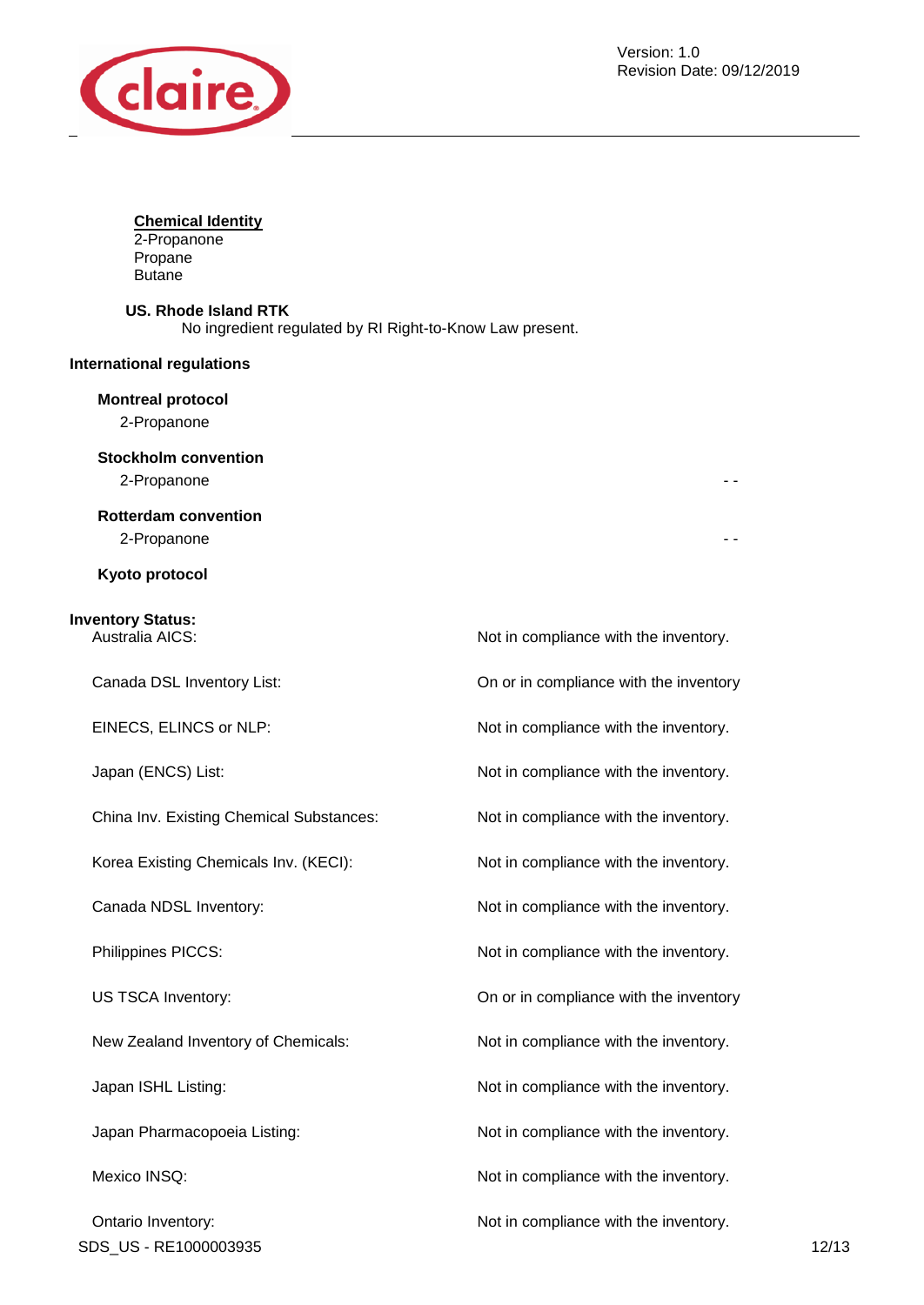**Chemical Identity**

2-Propanone
Propane
Butane

**US. Rhode Island RTK**

No ingredient regulated by RI Right-to-Know Law present.

**International regulations**

**Montreal protocol**

2-Propanone

**Stockholm convention**

| | |
|---|---|
| 2-Propanone | - - |

**Rotterdam convention**

| | |
|---|---|
| 2-Propanone | - - |

**Kyoto protocol**

**Inventory Status:**

| | |
|---|---|
| Australia AICS: | Not in compliance with the inventory. |
| Canada DSL Inventory List: | On or in compliance with the inventory |
| EINECS, ELINCS or NLP: | Not in compliance with the inventory. |
| Japan (ENCS) List: | Not in compliance with the inventory. |
| China Inv. Existing Chemical Substances: | Not in compliance with the inventory. |
| Korea Existing Chemicals Inv. (KECI): | Not in compliance with the inventory. |
| Canada NDSL Inventory: | Not in compliance with the inventory. |
| Philippines PICCS: | Not in compliance with the inventory. |
| US TSCA Inventory: | On or in compliance with the inventory |
| New Zealand Inventory of Chemicals: | Not in compliance with the inventory. |
| Japan ISHL Listing: | Not in compliance with the inventory. |
| Japan Pharmacopoeia Listing: | Not in compliance with the inventory. |
| Mexico INSQ: | Not in compliance with the inventory. |
| Ontario Inventory: | Not in compliance with the inventory. |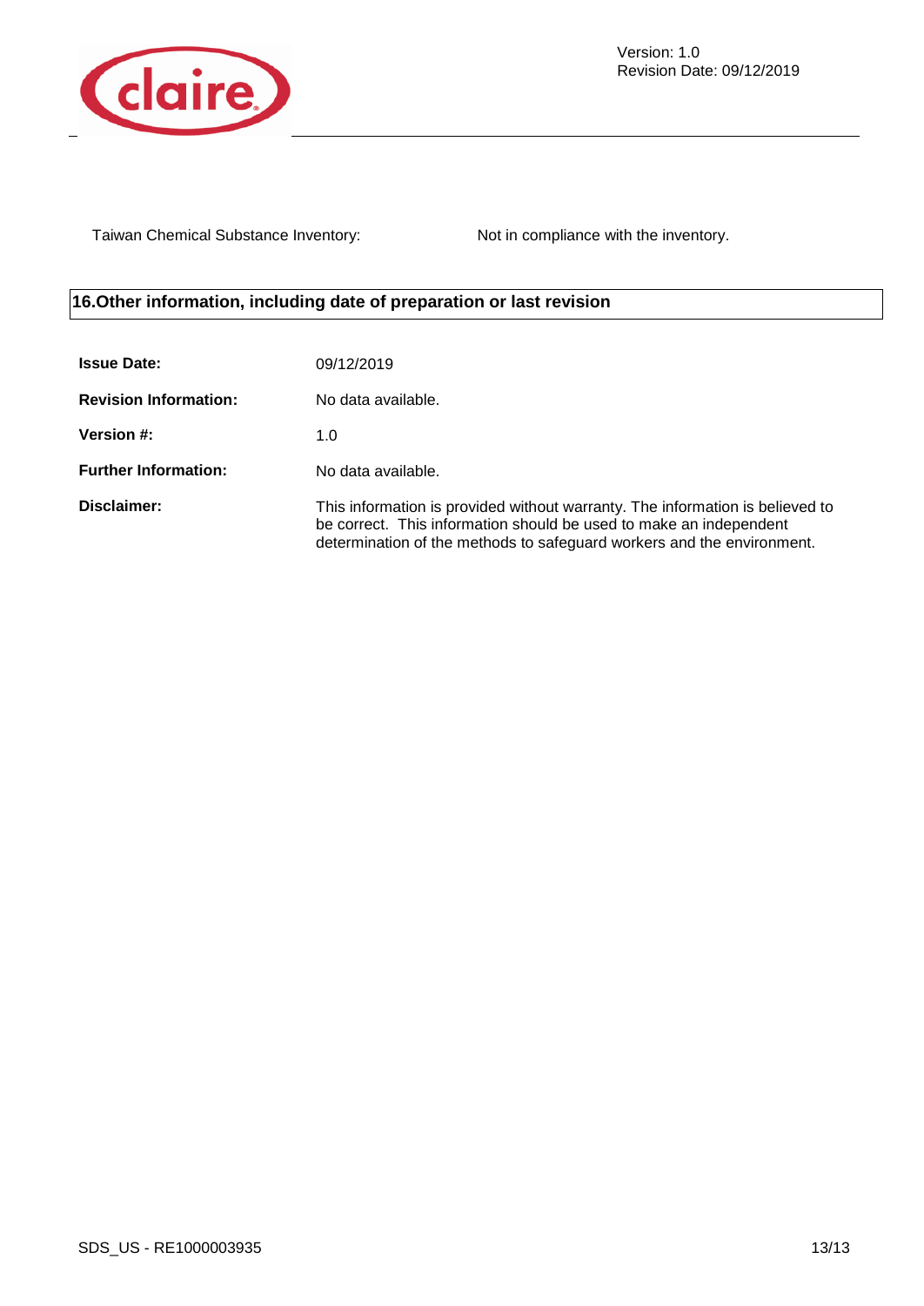Taiwan Chemical Substance Inventory: Not in compliance with the inventory.

## 16.Other information, including date of preparation or last revision

**Issue Date:** 09/12/2019

**Revision Information:** No data available.

**Version #:** 1.0

**Further Information:** No data available.

**Disclaimer:** This information is provided without warranty. The information is believed to be correct. This information should be used to make an independent determination of the methods to safeguard workers and the environment.